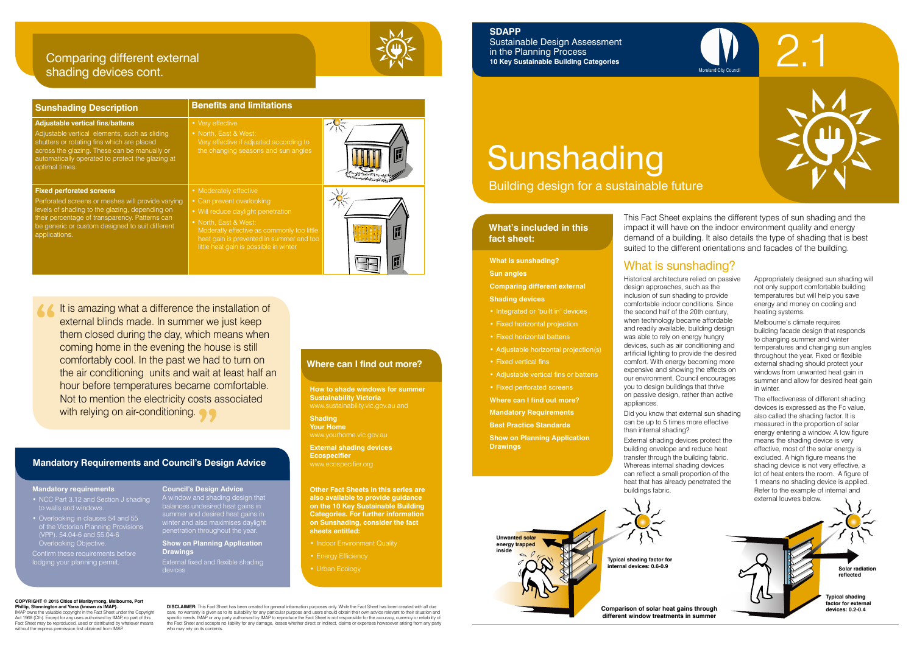# Comparing different external shading devices cont.

| Sunshading Description | Benefits and limitations |
|---|---|
| **Adjustable vertical fins/battens**<br>Adjustable vertical elements, such as sliding shutters or rotating fins which are placed across the glazing. These can be manually or automatically operated to protect the glazing at optimal times. | • Very effective<br>• North, East & West: Very effective if adjusted according to the changing seasons and sun angles |
| **Fixed perforated screens**<br>Perforated screens or meshes will provide varying levels of shading to the glazing, depending on their percentage of transparency. Patterns can be generic or custom designed to suit different applications. | • Moderately effective<br>• Can prevent overlooking<br>• Will reduce daylight penetration<br>• North, East & West: Moderately effective as commonly too little heat gain is prevented in summer and too little heat gain is possible in winter |

> "It is amazing what a difference the installation of external blinds made. In summer we just keep them closed during the day, which means when coming home in the evening the house is still comfortably cool. In the past we had to turn on the air conditioning units and wait at least half an hour before temperatures became comfortable. Not to mention the electricity costs associated with relying on air-conditioning."

## Mandatory Requirements and Council's Design Advice

### Mandatory requirements

- NCC Part 3.12 and Section J shading to walls and windows.
- Overlooking in clauses 54 and 55 of the Victorian Planning Provisions (VPP). 54.04-6 and 55.04-6 Overlooking Objective.

Confirm these requirements before lodging your planning permit.

### Council's Design Advice

A window and shading design that balances undesired heat gains in summer and desired heat gains in winter and also maximises daylight penetration throughout the year.

### Show on Planning Application Drawings

External fixed and flexible shading devices.

## Where can I find out more?

**How to shade windows for summer**
**Sustainability Victoria**
www.sustainability.vic.gov.au and

**Shading**
**Your Home**
www.yourhome.vic.gov.au

**External shading devices**
**Ecospecifier**
www.ecospecifier.org

**Other Fact Sheets in this series are also available to provide guidance on the 10 Key Sustainable Building Categories. For further information on Sunshading, consider the fact sheets entitled:**

- Indoor Environment Quality
- Energy Efficiency
- Urban Ecology

**COPYRIGHT © 2015 Cities of Maribyrnong, Melbourne, Port Phillip, Stonnington and Yarra (known as IMAP).**
IMAP owns the valuable copyright in the Fact Sheet under the Copyright Act 1968 (Cth). Except for any uses authorised by IMAP, no part of this Fact Sheet may be reproduced, used or distributed by whatever means without the express permission first obtained from IMAP.

**DISCLAIMER:** This Fact Sheet has been created for general information purposes only. While the Fact Sheet has been created with all due care, no warranty is given as to its suitability for any particular purpose and users should obtain their own advice relevant to their situation and specific needs. IMAP or any party authorised by IMAP to reproduce the Fact Sheet is not responsible for the accuracy, currency or reliability of the Fact Sheet and accepts no liability for any damage, losses whether direct or indirect, claims or expenses howsoever arising from any party who may rely on its contents.

**SDAPP**
Sustainable Design Assessment in the Planning Process
**10 Key Sustainable Building Categories**

Moreland City Council

2.1

# Sunshading

Building design for a sustainable future

## What's included in this fact sheet:

**What is sunshading?**
**Sun angles**
**Comparing different external Shading devices**

- Integrated or 'built in' devices
- Fixed horizontal projection
- Fixed horizontal battens
- Adjustable horizontal projection(s)
- Fixed vertical fins
- Adjustable vertical fins or battens
- Fixed perforated screens

**Where can I find out more?**
**Mandatory Requirements**
**Best Practice Standards**
**Show on Planning Application Drawings**

This Fact Sheet explains the different types of sun shading and the impact it will have on the indoor environment quality and energy demand of a building. It also details the type of shading that is best suited to the different orientations and facades of the building.

## What is sunshading?

Historical architecture relied on passive design approaches, such as the inclusion of sun shading to provide comfortable indoor conditions. Since the second half of the 20th century, when technology became affordable and readily available, building design was able to rely on energy hungry devices, such as air conditioning and artificial lighting to provide the desired comfort. With energy becoming more expensive and showing the effects on our environment, Council encourages you to design buildings that thrive on passive design, rather than active appliances.

Did you know that external sun shading can be up to 5 times more effective than internal shading?

External shading devices protect the building envelope and reduce heat transfer through the building fabric. Whereas internal shading devices can reflect a small proportion of the heat that has already penetrated the buildings fabric.

Appropriately designed sun shading will not only support comfortable building temperatures but will help you save energy and money on cooling and heating systems.

Melbourne's climate requires building facade design that responds to changing summer and winter temperatures and changing sun angles throughout the year. Fixed or flexible external shading should protect your windows from unwanted heat gain in summer and allow for desired heat gain in winter.

The effectiveness of different shading devices is expressed as the Fc value, also called the shading factor. It is measured in the proportion of solar energy entering a window. A low figure means the shading device is very effective, most of the solar energy is excluded. A high figure means the shading device is not very effective, a lot of heat enters the room. A figure of 1 means no shading device is applied. Refer to the example of internal and external louvres below.

Unwanted solar energy trapped inside

Typical shading factor for internal devices: 0.6-0.9

Solar radiation reflected

Typical shading factor for external devices: 0.2-0.4

Comparison of solar heat gains through different window treatments in summer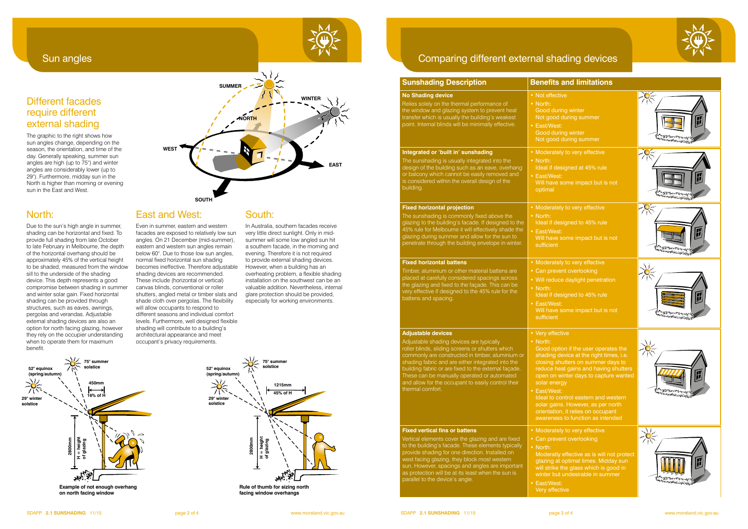# Sun angles

## Different facades require different external shading

The graphic to the right shows how sun angles change, depending on the season, the orientation, and time of the day. Generally speaking, summer sun angles are high (up to 75°) and winter angles are considerably lower (up to 29°). Furthermore, midday sun in the North is higher than morning or evening sun in the East and West.

SUMMER
WINTER
NORTH
WEST
EAST
SOUTH

## North:

Due to the sun's high angle in summer, shading can be horizontal and fixed. To provide full shading from late October to late February in Melbourne, the depth of the horizontal overhang should be approximately 45% of the vertical height to be shaded, measured from the window sill to the underside of the shading device. This depth represents a good compromise between shading in summer and winter solar gain. Fixed horizontal shading can be provided through structures, such as eaves, awnings, pergolas and verandas. Adjustable external shading devices are also an option for north facing glazing, however they rely on the occupier understanding when to operate them for maximum benefit.

## East and West:

Even in summer, eastern and western facades are exposed to relatively low sun angles. On 21 December (mid-summer), eastern and western sun angles remain below 60°. Due to those low sun angles, normal fixed horizontal sun shading becomes ineffective. Therefore adjustable shading devices are recommended. These include (horizontal or vertical) canvas blinds, conventional or roller shutters, angled metal or timber slats and shade cloth over pergolas. The flexibility will allow occupants to respond to different seasons and individual comfort levels. Furthermore, well designed flexible shading will contribute to a building's architectural appearance and meet occupant's privacy requirements.

## South:

In Australia, southern facades receive very little direct sunlight. Only in mid-summer will some low angled sun hit a southern facade, in the morning and evening. Therefore it is not required to provide external shading devices. However, when a building has an overheating problem, a flexible shading installation on the southwest can be an valuable addition. Nevertheless, internal glare protection should be provided, especially for working environments.

75° summer solstice
52° equinox (spring/autumn)
29° winter solstice
450mm
16% of H
2800mm
H = height of glazing

Example of not enough overhang on north facing window

75° summer solstice
52° equinox (spring/autumn)
29° winter solstice
1215mm
45% of H
2800mm
H = height of glazing

Rule of thumb for sizing north facing window overhangs

# Comparing different external shading devices

| Sunshading Description | Benefits and limitations |
|---|---|
| **No Shading device**<br>Relies solely on the thermal performance of the window and glazing system to prevent heat transfer which is usually the building's weakest point. Internal blinds will be minimally effective. | • Not effective<br>• North:<br>Good during winter<br>Not good during summer<br>• East/West:<br>Good during winter<br>Not good during summer |
| **Integrated or 'built in' sunshading**<br>The sunshading is usually integrated into the design of the building such as an eave, overhang or balcony which cannot be easily removed and is considered within the overall design of the building. | • Moderately to very effective<br>• North:<br>Ideal if designed at 45% rule<br>• East/West:<br>Will have some impact but is not optimal |
| **Fixed horizontal projection**<br>The sunshading is commonly fixed above the glazing to the building's facade. If designed to the 45% rule for Melbourne it will effectively shade the glazing during summer and allow for the sun to penetrate through the building envelope in winter. | • Moderately to very effective<br>• North:<br>Ideal if designed to 45% rule<br>• East/West:<br>Will have some impact but is not sufficient |
| **Fixed horizontal battens**<br>Timber, aluminium or other material battens are placed at carefully considered spacings across the glazing and fixed to the façade. This can be very effective if designed to the 45% rule for the battens and spacing. | • Moderately to very effective<br>• Can prevent overlooking<br>• Will reduce daylight penetration<br>• North:<br>Ideal if designed to 45% rule<br>• East/West:<br>Will have some impact but is not sufficient |
| **Adjustable devices**<br>Adjustable shading devices are typically roller blinds, sliding screens or shutters which commonly are constructed in timber, aluminium or shading fabric and are either integrated into the building fabric or are fixed to the external façade. These can be manually operated or automated and allow for the occupant to easily control their thermal comfort. | • Very effective<br>• North:<br>Good option if the user operates the shading device at the right times, i.e. closing shutters on summer days to reduce heat gains and having shutters open on winter days to capture wanted solar energy<br>• East/West:<br>Ideal to control eastern and western solar gains. However, as per north orientation, it relies on occupant awareness to function as intended |
| **Fixed vertical fins or battens**<br>Vertical elements cover the glazing and are fixed to the building's facade. These elements typically provide shading for one direction. Installed on west facing glazing, they block most western sun. However, spacings and angles are important as protection will be at its least when the sun is parallel to the device's angle. | • Moderately to very effective<br>• Can prevent overlooking<br>• North:<br>Moderatly effective as is will not protect glazing at optimal times. Midday sun will strike the glass which is good in winter but undesirable in summer<br>• East/West:<br>Very effective |